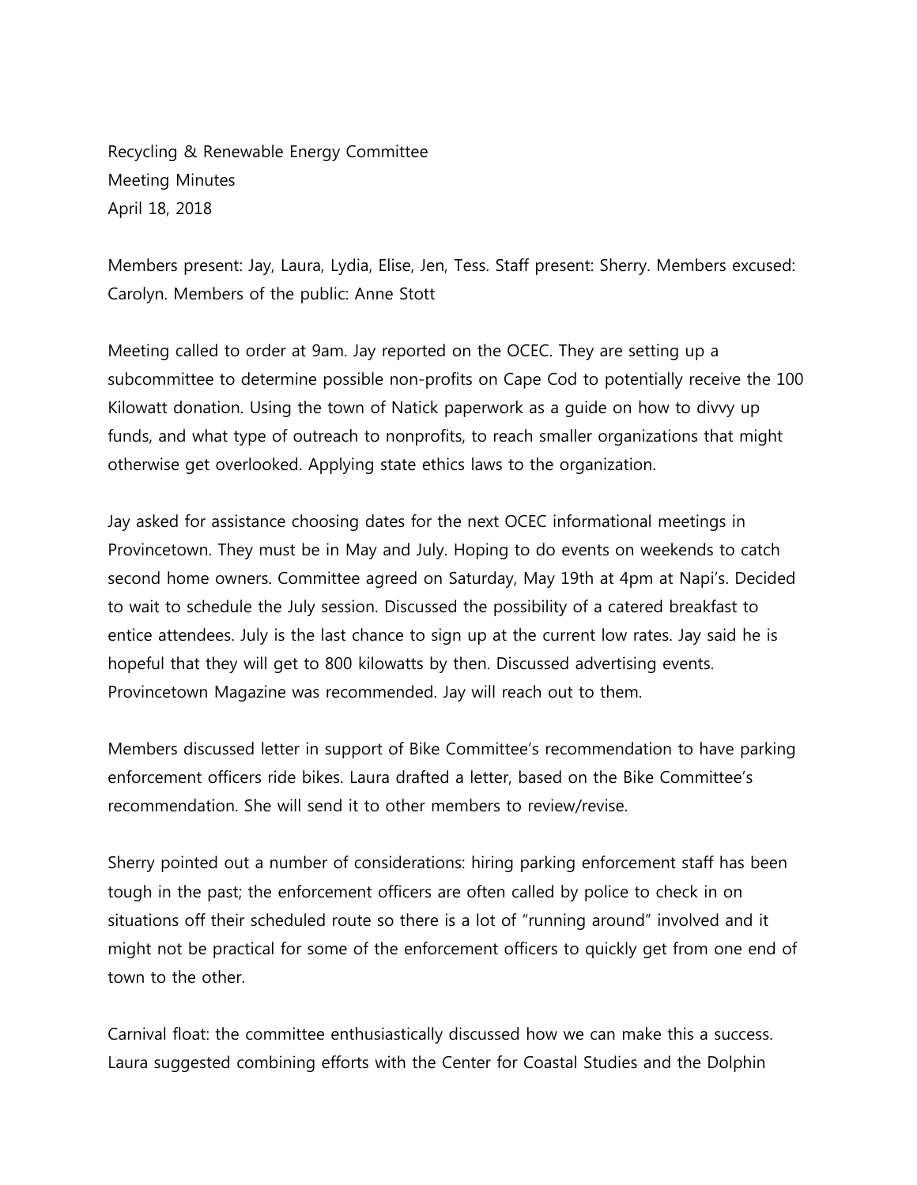Recycling & Renewable Energy Committee
Meeting Minutes
April 18, 2018

Members present: Jay, Laura, Lydia, Elise, Jen, Tess. Staff present: Sherry. Members excused: Carolyn. Members of the public: Anne Stott

Meeting called to order at 9am. Jay reported on the OCEC. They are setting up a subcommittee to determine possible non-profits on Cape Cod to potentially receive the 100 Kilowatt donation. Using the town of Natick paperwork as a guide on how to divvy up funds, and what type of outreach to nonprofits, to reach smaller organizations that might otherwise get overlooked. Applying state ethics laws to the organization.

Jay asked for assistance choosing dates for the next OCEC informational meetings in Provincetown. They must be in May and July. Hoping to do events on weekends to catch second home owners. Committee agreed on Saturday, May 19th at 4pm at Napi's. Decided to wait to schedule the July session. Discussed the possibility of a catered breakfast to entice attendees. July is the last chance to sign up at the current low rates. Jay said he is hopeful that they will get to 800 kilowatts by then. Discussed advertising events. Provincetown Magazine was recommended. Jay will reach out to them.

Members discussed letter in support of Bike Committee's recommendation to have parking enforcement officers ride bikes. Laura drafted a letter, based on the Bike Committee's recommendation. She will send it to other members to review/revise.

Sherry pointed out a number of considerations: hiring parking enforcement staff has been tough in the past; the enforcement officers are often called by police to check in on situations off their scheduled route so there is a lot of "running around" involved and it might not be practical for some of the enforcement officers to quickly get from one end of town to the other.

Carnival float: the committee enthusiastically discussed how we can make this a success. Laura suggested combining efforts with the Center for Coastal Studies and the Dolphin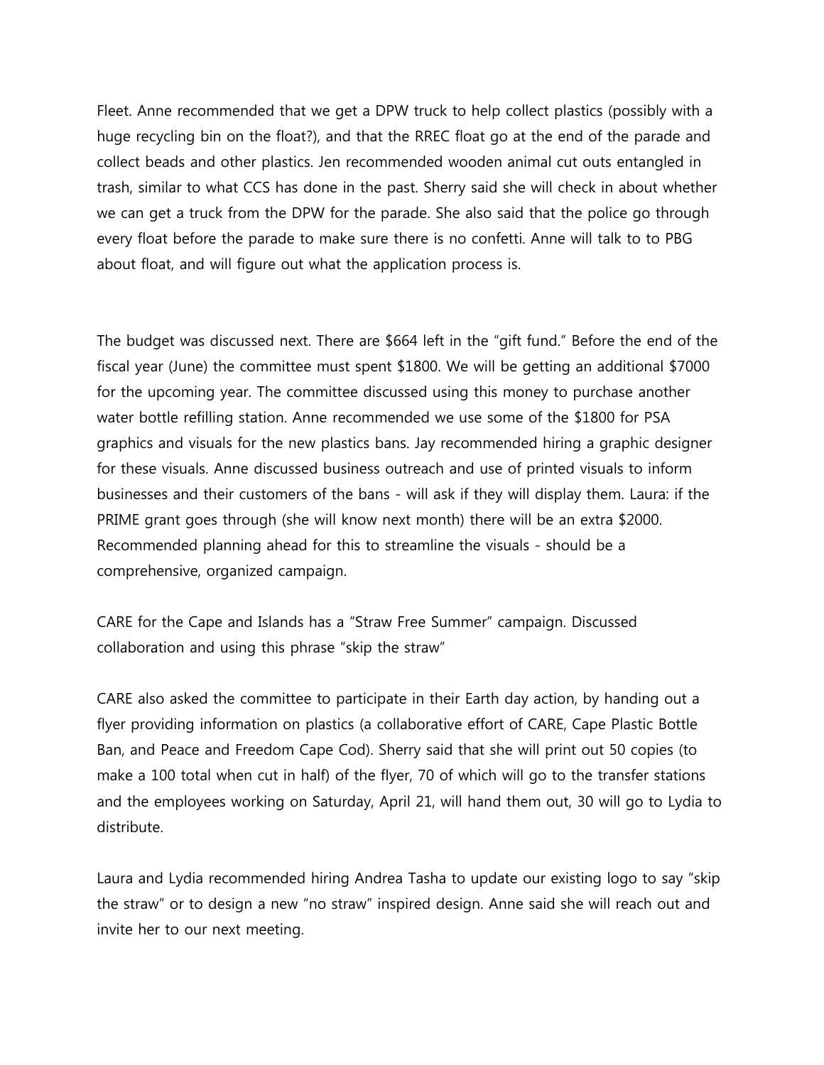Fleet. Anne recommended that we get a DPW truck to help collect plastics (possibly with a huge recycling bin on the float?), and that the RREC float go at the end of the parade and collect beads and other plastics. Jen recommended wooden animal cut outs entangled in trash, similar to what CCS has done in the past. Sherry said she will check in about whether we can get a truck from the DPW for the parade. She also said that the police go through every float before the parade to make sure there is no confetti. Anne will talk to to PBG about float, and will figure out what the application process is.

The budget was discussed next. There are $664 left in the "gift fund." Before the end of the fiscal year (June) the committee must spent $1800. We will be getting an additional $7000 for the upcoming year. The committee discussed using this money to purchase another water bottle refilling station. Anne recommended we use some of the $1800 for PSA graphics and visuals for the new plastics bans. Jay recommended hiring a graphic designer for these visuals. Anne discussed business outreach and use of printed visuals to inform businesses and their customers of the bans - will ask if they will display them. Laura: if the PRIME grant goes through (she will know next month) there will be an extra $2000. Recommended planning ahead for this to streamline the visuals - should be a comprehensive, organized campaign.

CARE for the Cape and Islands has a "Straw Free Summer" campaign. Discussed collaboration and using this phrase "skip the straw"

CARE also asked the committee to participate in their Earth day action, by handing out a flyer providing information on plastics (a collaborative effort of CARE, Cape Plastic Bottle Ban, and Peace and Freedom Cape Cod). Sherry said that she will print out 50 copies (to make a 100 total when cut in half) of the flyer, 70 of which will go to the transfer stations and the employees working on Saturday, April 21, will hand them out, 30 will go to Lydia to distribute.

Laura and Lydia recommended hiring Andrea Tasha to update our existing logo to say "skip the straw" or to design a new "no straw" inspired design. Anne said she will reach out and invite her to our next meeting.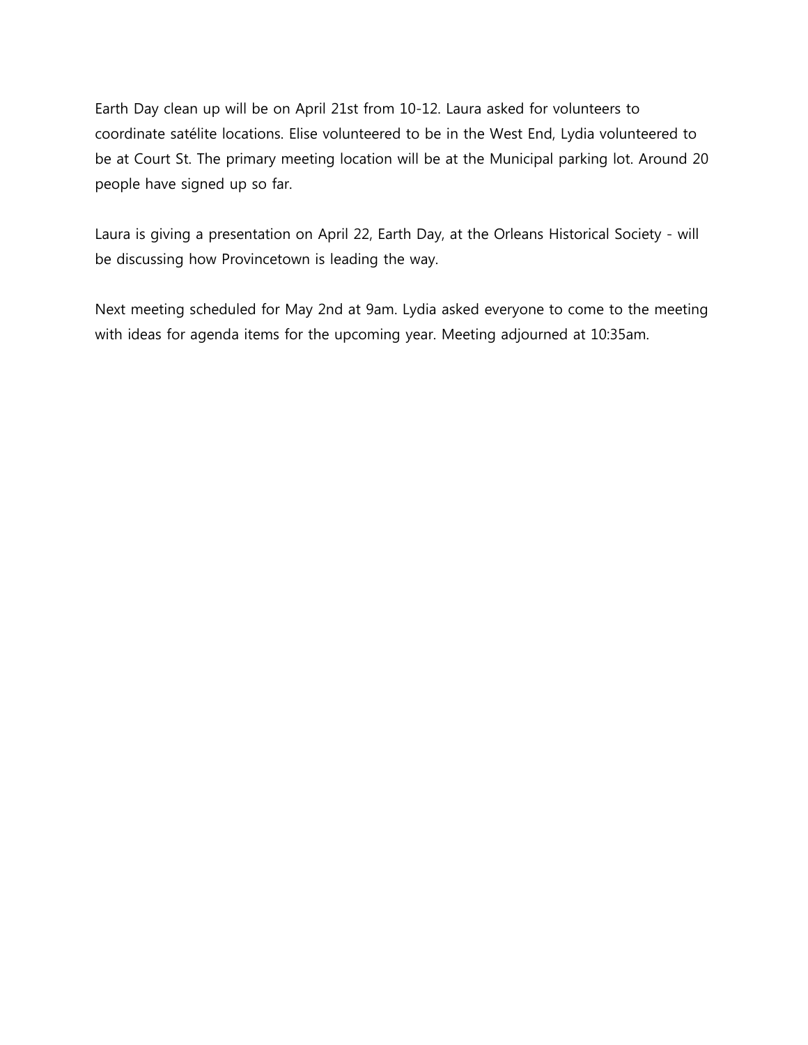Earth Day clean up will be on April 21st from 10-12. Laura asked for volunteers to coordinate satélite locations. Elise volunteered to be in the West End, Lydia volunteered to be at Court St. The primary meeting location will be at the Municipal parking lot. Around 20 people have signed up so far.

Laura is giving a presentation on April 22, Earth Day, at the Orleans Historical Society - will be discussing how Provincetown is leading the way.

Next meeting scheduled for May 2nd at 9am. Lydia asked everyone to come to the meeting with ideas for agenda items for the upcoming year. Meeting adjourned at 10:35am.